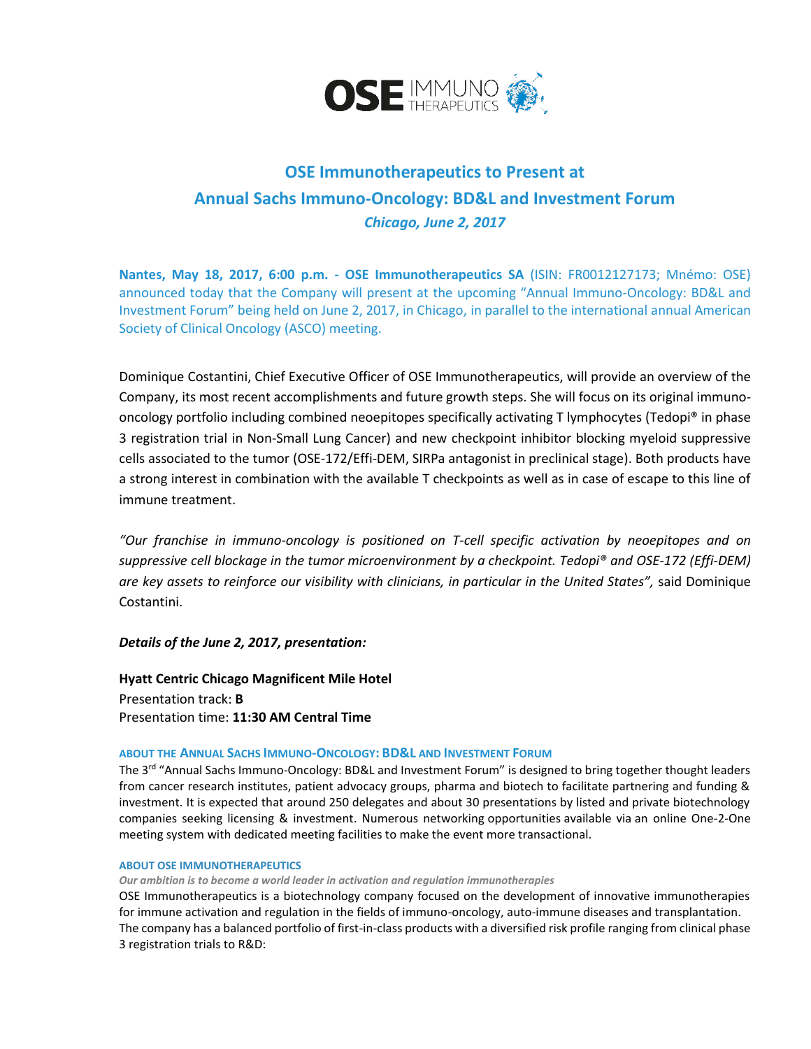# OSE Immunotherapeutics to Present at Annual Sachs Immuno-Oncology: BD&L and Investment Forum

***Chicago, June 2, 2017***

**Nantes, May 18, 2017, 6:00 p.m. - OSE Immunotherapeutics SA** (ISIN: FR0012127173; Mnémo: OSE) announced today that the Company will present at the upcoming "Annual Immuno-Oncology: BD&L and Investment Forum" being held on June 2, 2017, in Chicago, in parallel to the international annual American Society of Clinical Oncology (ASCO) meeting.

Dominique Costantini, Chief Executive Officer of OSE Immunotherapeutics, will provide an overview of the Company, its most recent accomplishments and future growth steps. She will focus on its original immuno-oncology portfolio including combined neoepitopes specifically activating T lymphocytes (Tedopi® in phase 3 registration trial in Non-Small Lung Cancer) and new checkpoint inhibitor blocking myeloid suppressive cells associated to the tumor (OSE-172/Effi-DEM, SIRPa antagonist in preclinical stage). Both products have a strong interest in combination with the available T checkpoints as well as in case of escape to this line of immune treatment.

*"Our franchise in immuno-oncology is positioned on T-cell specific activation by neoepitopes and on suppressive cell blockage in the tumor microenvironment by a checkpoint. Tedopi® and OSE-172 (Effi-DEM) are key assets to reinforce our visibility with clinicians, in particular in the United States",* said Dominique Costantini.

***Details of the June 2, 2017, presentation:***

**Hyatt Centric Chicago Magnificent Mile Hotel**
Presentation track: **B**
Presentation time: **11:30 AM Central Time**

#### ABOUT THE ANNUAL SACHS IMMUNO-ONCOLOGY: BD&L AND INVESTMENT FORUM

The 3rd "Annual Sachs Immuno-Oncology: BD&L and Investment Forum" is designed to bring together thought leaders from cancer research institutes, patient advocacy groups, pharma and biotech to facilitate partnering and funding & investment. It is expected that around 250 delegates and about 30 presentations by listed and private biotechnology companies seeking licensing & investment. Numerous networking opportunities available via an online One-2-One meeting system with dedicated meeting facilities to make the event more transactional.

#### ABOUT OSE IMMUNOTHERAPEUTICS

***Our ambition is to become a world leader in activation and regulation immunotherapies***

OSE Immunotherapeutics is a biotechnology company focused on the development of innovative immunotherapies for immune activation and regulation in the fields of immuno-oncology, auto-immune diseases and transplantation. The company has a balanced portfolio of first-in-class products with a diversified risk profile ranging from clinical phase 3 registration trials to R&D: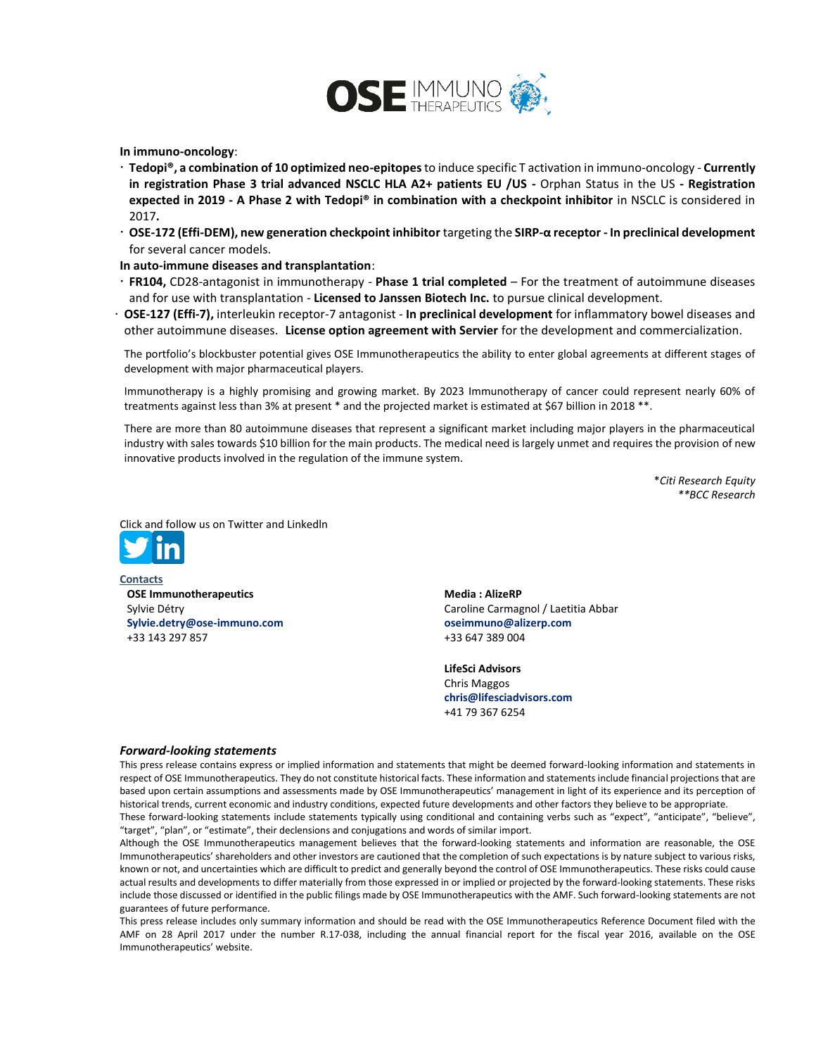**In immuno-oncology**:

- **Tedopi®, a combination of 10 optimized neo-epitopes** to induce specific T activation in immuno-oncology - **Currently in registration Phase 3 trial advanced NSCLC HLA A2+ patients EU /US -** Orphan Status in the US **- Registration expected in 2019 - A Phase 2 with Tedopi® in combination with a checkpoint inhibitor** in NSCLC is considered in 2017**.**
- **OSE-172 (Effi-DEM), new generation checkpoint inhibitor** targeting the **SIRP-α receptor - In preclinical development** for several cancer models.

**In auto-immune diseases and transplantation**:

- **FR104,** CD28-antagonist in immunotherapy - **Phase 1 trial completed** – For the treatment of autoimmune diseases and for use with transplantation - **Licensed to Janssen Biotech Inc.** to pursue clinical development.
- **OSE-127 (Effi-7),** interleukin receptor-7 antagonist - **In preclinical development** for inflammatory bowel diseases and other autoimmune diseases. **License option agreement with Servier** for the development and commercialization.

The portfolio's blockbuster potential gives OSE Immunotherapeutics the ability to enter global agreements at different stages of development with major pharmaceutical players.

Immunotherapy is a highly promising and growing market. By 2023 Immunotherapy of cancer could represent nearly 60% of treatments against less than 3% at present * and the projected market is estimated at $67 billion in 2018 **.

There are more than 80 autoimmune diseases that represent a significant market including major players in the pharmaceutical industry with sales towards $10 billion for the main products. The medical need is largely unmet and requires the provision of new innovative products involved in the regulation of the immune system.

*\*Citi Research Equity*
*\*\*BCC Research*

Click and follow us on Twitter and LinkedIn

**Contacts**

**OSE Immunotherapeutics**
Sylvie Détry
**Sylvie.detry@ose-immuno.com**
+33 143 297 857

**Media : AlizeRP**
Caroline Carmagnol / Laetitia Abbar
**oseimmuno@alizerp.com**
+33 647 389 004

**LifeSci Advisors**
Chris Maggos
**chris@lifesciadvisors.com**
+41 79 367 6254

***Forward-looking statements***

This press release contains express or implied information and statements that might be deemed forward-looking information and statements in respect of OSE Immunotherapeutics. They do not constitute historical facts. These information and statements include financial projections that are based upon certain assumptions and assessments made by OSE Immunotherapeutics' management in light of its experience and its perception of historical trends, current economic and industry conditions, expected future developments and other factors they believe to be appropriate.

These forward-looking statements include statements typically using conditional and containing verbs such as "expect", "anticipate", "believe", "target", "plan", or "estimate", their declensions and conjugations and words of similar import.

Although the OSE Immunotherapeutics management believes that the forward-looking statements and information are reasonable, the OSE Immunotherapeutics' shareholders and other investors are cautioned that the completion of such expectations is by nature subject to various risks, known or not, and uncertainties which are difficult to predict and generally beyond the control of OSE Immunotherapeutics. These risks could cause actual results and developments to differ materially from those expressed in or implied or projected by the forward-looking statements. These risks include those discussed or identified in the public filings made by OSE Immunotherapeutics with the AMF. Such forward-looking statements are not guarantees of future performance.

This press release includes only summary information and should be read with the OSE Immunotherapeutics Reference Document filed with the AMF on 28 April 2017 under the number R.17-038, including the annual financial report for the fiscal year 2016, available on the OSE Immunotherapeutics' website.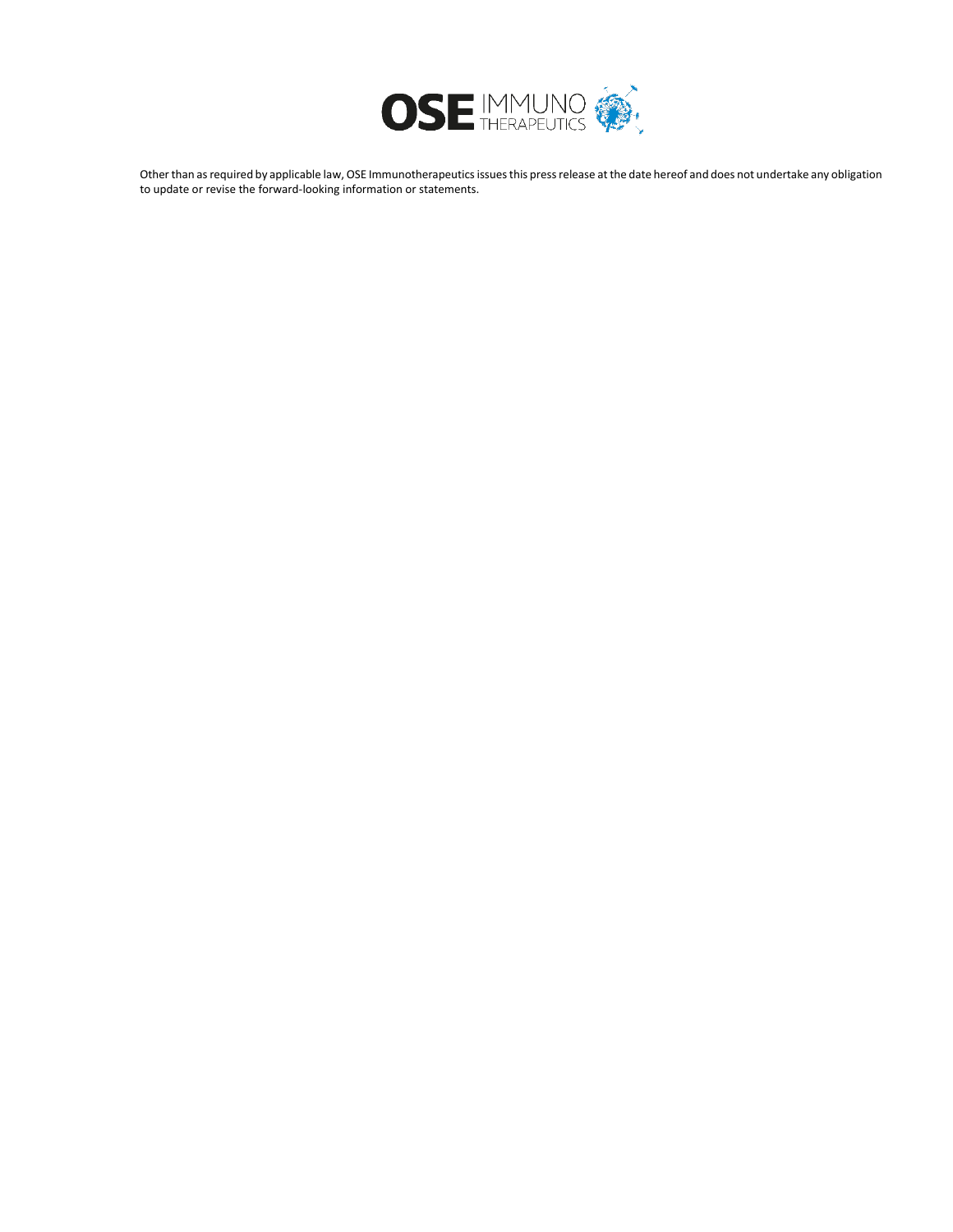Other than as required by applicable law, OSE Immunotherapeutics issues this press release at the date hereof and does not undertake any obligation to update or revise the forward-looking information or statements.